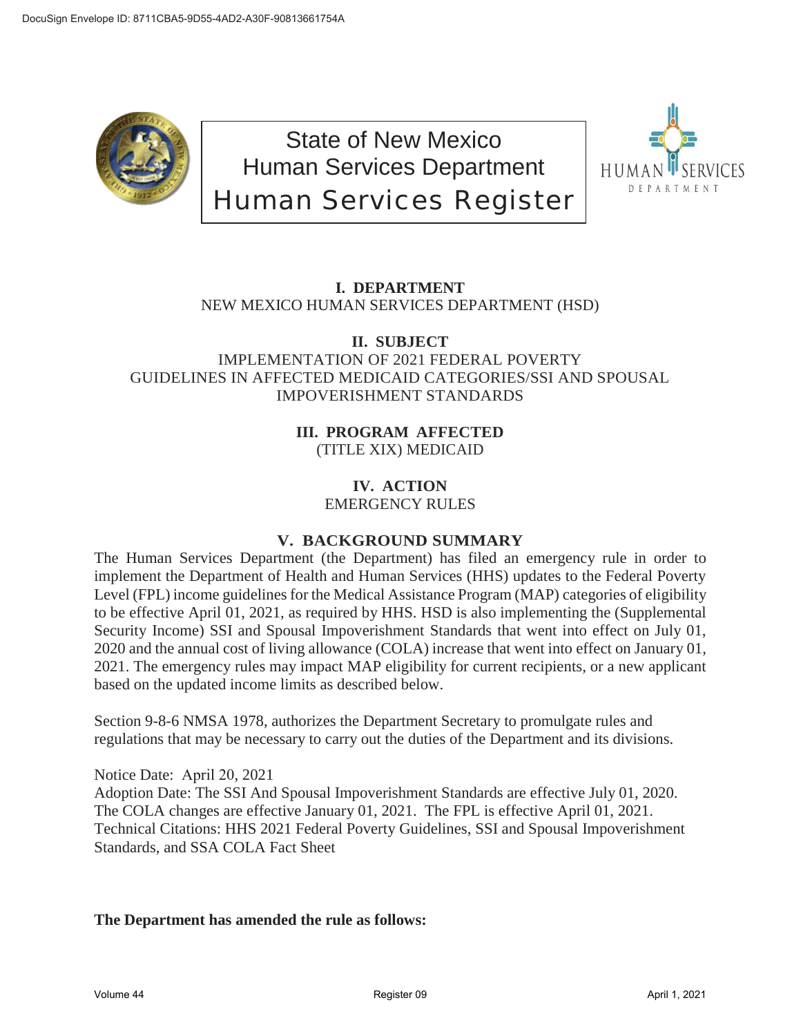DocuSign Envelope ID: 8711CBA5-9D55-4AD2-A30F-90813661754A

# State of New Mexico
# Human Services Department
# Human Services Register

## I. DEPARTMENT

NEW MEXICO HUMAN SERVICES DEPARTMENT (HSD)

## II. SUBJECT

IMPLEMENTATION OF 2021 FEDERAL POVERTY GUIDELINES IN AFFECTED MEDICAID CATEGORIES/SSI AND SPOUSAL IMPOVERISHMENT STANDARDS

## III. PROGRAM AFFECTED

(TITLE XIX) MEDICAID

## IV. ACTION

EMERGENCY RULES

## V. BACKGROUND SUMMARY

The Human Services Department (the Department) has filed an emergency rule in order to implement the Department of Health and Human Services (HHS) updates to the Federal Poverty Level (FPL) income guidelines for the Medical Assistance Program (MAP) categories of eligibility to be effective April 01, 2021, as required by HHS. HSD is also implementing the (Supplemental Security Income) SSI and Spousal Impoverishment Standards that went into effect on July 01, 2020 and the annual cost of living allowance (COLA) increase that went into effect on January 01, 2021. The emergency rules may impact MAP eligibility for current recipients, or a new applicant based on the updated income limits as described below.

Section 9-8-6 NMSA 1978, authorizes the Department Secretary to promulgate rules and regulations that may be necessary to carry out the duties of the Department and its divisions.

Notice Date: April 20, 2021
Adoption Date: The SSI And Spousal Impoverishment Standards are effective July 01, 2020. The COLA changes are effective January 01, 2021. The FPL is effective April 01, 2021.
Technical Citations: HHS 2021 Federal Poverty Guidelines, SSI and Spousal Impoverishment Standards, and SSA COLA Fact Sheet

**The Department has amended the rule as follows:**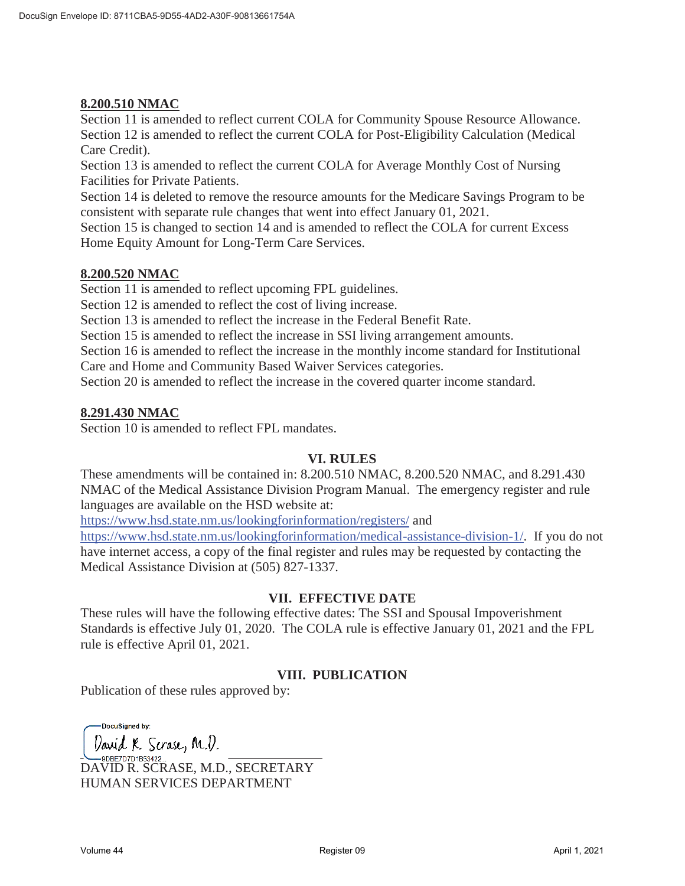**8.200.510 NMAC**

Section 11 is amended to reflect current COLA for Community Spouse Resource Allowance.
Section 12 is amended to reflect the current COLA for Post-Eligibility Calculation (Medical Care Credit).
Section 13 is amended to reflect the current COLA for Average Monthly Cost of Nursing Facilities for Private Patients.
Section 14 is deleted to remove the resource amounts for the Medicare Savings Program to be consistent with separate rule changes that went into effect January 01, 2021.
Section 15 is changed to section 14 and is amended to reflect the COLA for current Excess Home Equity Amount for Long-Term Care Services.

**8.200.520 NMAC**

Section 11 is amended to reflect upcoming FPL guidelines.
Section 12 is amended to reflect the cost of living increase.
Section 13 is amended to reflect the increase in the Federal Benefit Rate.
Section 15 is amended to reflect the increase in SSI living arrangement amounts.
Section 16 is amended to reflect the increase in the monthly income standard for Institutional Care and Home and Community Based Waiver Services categories.
Section 20 is amended to reflect the increase in the covered quarter income standard.

**8.291.430 NMAC**

Section 10 is amended to reflect FPL mandates.

## VI. RULES

These amendments will be contained in: 8.200.510 NMAC, 8.200.520 NMAC, and 8.291.430 NMAC of the Medical Assistance Division Program Manual. The emergency register and rule languages are available on the HSD website at:
https://www.hsd.state.nm.us/lookingforinformation/registers/ and
https://www.hsd.state.nm.us/lookingforinformation/medical-assistance-division-1/. If you do not have internet access, a copy of the final register and rules may be requested by contacting the Medical Assistance Division at (505) 827-1337.

## VII. EFFECTIVE DATE

These rules will have the following effective dates: The SSI and Spousal Impoverishment Standards is effective July 01, 2020. The COLA rule is effective January 01, 2021 and the FPL rule is effective April 01, 2021.

## VIII. PUBLICATION

Publication of these rules approved by:

DocuSigned by:
David R. Scrase, M.D.
9DBE7D7D1B53422...

DAVID R. SCRASE, M.D., SECRETARY
HUMAN SERVICES DEPARTMENT